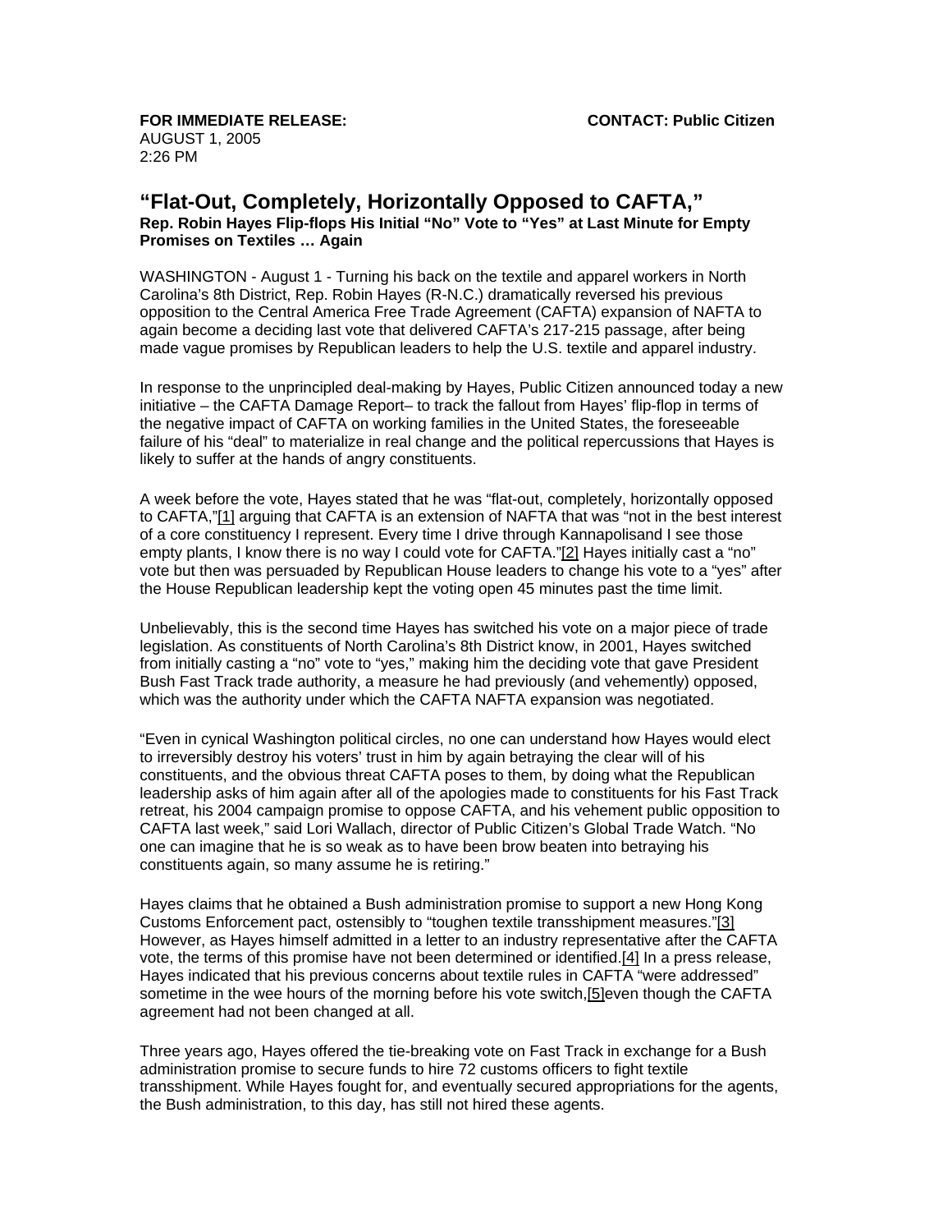**FOR IMMEDIATE RELEASE:** **CONTACT: Public Citizen**
AUGUST 1, 2005
2:26 PM

# "Flat-Out, Completely, Horizontally Opposed to CAFTA,"

**Rep. Robin Hayes Flip-flops His Initial "No" Vote to "Yes" at Last Minute for Empty Promises on Textiles … Again**

WASHINGTON - August 1 - Turning his back on the textile and apparel workers in North Carolina's 8th District, Rep. Robin Hayes (R-N.C.) dramatically reversed his previous opposition to the Central America Free Trade Agreement (CAFTA) expansion of NAFTA to again become a deciding last vote that delivered CAFTA's 217-215 passage, after being made vague promises by Republican leaders to help the U.S. textile and apparel industry.

In response to the unprincipled deal-making by Hayes, Public Citizen announced today a new initiative – the CAFTA Damage Report– to track the fallout from Hayes' flip-flop in terms of the negative impact of CAFTA on working families in the United States, the foreseeable failure of his "deal" to materialize in real change and the political repercussions that Hayes is likely to suffer at the hands of angry constituents.

A week before the vote, Hayes stated that he was "flat-out, completely, horizontally opposed to CAFTA,"[1] arguing that CAFTA is an extension of NAFTA that was "not in the best interest of a core constituency I represent. Every time I drive through Kannapolisand I see those empty plants, I know there is no way I could vote for CAFTA."[2] Hayes initially cast a "no" vote but then was persuaded by Republican House leaders to change his vote to a "yes" after the House Republican leadership kept the voting open 45 minutes past the time limit.

Unbelievably, this is the second time Hayes has switched his vote on a major piece of trade legislation. As constituents of North Carolina's 8th District know, in 2001, Hayes switched from initially casting a "no" vote to "yes," making him the deciding vote that gave President Bush Fast Track trade authority, a measure he had previously (and vehemently) opposed, which was the authority under which the CAFTA NAFTA expansion was negotiated.

"Even in cynical Washington political circles, no one can understand how Hayes would elect to irreversibly destroy his voters' trust in him by again betraying the clear will of his constituents, and the obvious threat CAFTA poses to them, by doing what the Republican leadership asks of him again after all of the apologies made to constituents for his Fast Track retreat, his 2004 campaign promise to oppose CAFTA, and his vehement public opposition to CAFTA last week," said Lori Wallach, director of Public Citizen's Global Trade Watch. "No one can imagine that he is so weak as to have been brow beaten into betraying his constituents again, so many assume he is retiring."

Hayes claims that he obtained a Bush administration promise to support a new Hong Kong Customs Enforcement pact, ostensibly to "toughen textile transshipment measures."[3] However, as Hayes himself admitted in a letter to an industry representative after the CAFTA vote, the terms of this promise have not been determined or identified.[4] In a press release, Hayes indicated that his previous concerns about textile rules in CAFTA "were addressed" sometime in the wee hours of the morning before his vote switch,[5]even though the CAFTA agreement had not been changed at all.

Three years ago, Hayes offered the tie-breaking vote on Fast Track in exchange for a Bush administration promise to secure funds to hire 72 customs officers to fight textile transshipment. While Hayes fought for, and eventually secured appropriations for the agents, the Bush administration, to this day, has still not hired these agents.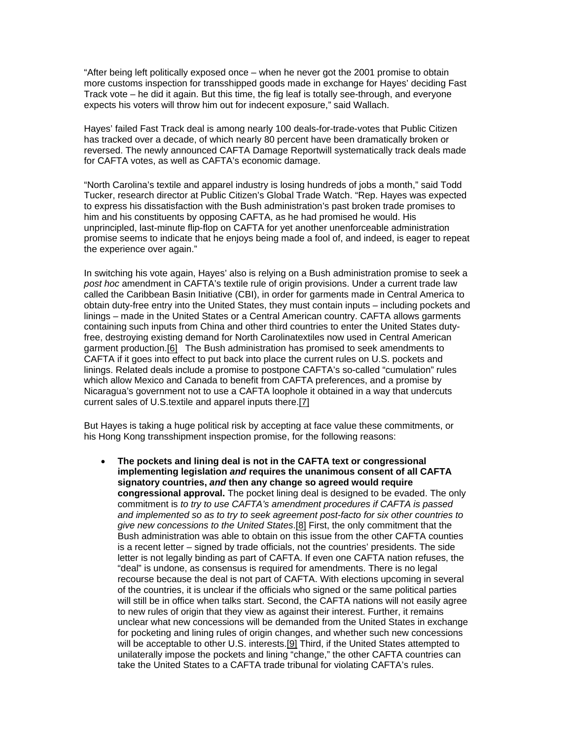"After being left politically exposed once – when he never got the 2001 promise to obtain more customs inspection for transshipped goods made in exchange for Hayes' deciding Fast Track vote – he did it again. But this time, the fig leaf is totally see-through, and everyone expects his voters will throw him out for indecent exposure," said Wallach.

Hayes' failed Fast Track deal is among nearly 100 deals-for-trade-votes that Public Citizen has tracked over a decade, of which nearly 80 percent have been dramatically broken or reversed. The newly announced CAFTA Damage Reportwill systematically track deals made for CAFTA votes, as well as CAFTA's economic damage.

"North Carolina's textile and apparel industry is losing hundreds of jobs a month," said Todd Tucker, research director at Public Citizen's Global Trade Watch. "Rep. Hayes was expected to express his dissatisfaction with the Bush administration's past broken trade promises to him and his constituents by opposing CAFTA, as he had promised he would. His unprincipled, last-minute flip-flop on CAFTA for yet another unenforceable administration promise seems to indicate that he enjoys being made a fool of, and indeed, is eager to repeat the experience over again."

In switching his vote again, Hayes' also is relying on a Bush administration promise to seek a *post hoc* amendment in CAFTA's textile rule of origin provisions. Under a current trade law called the Caribbean Basin Initiative (CBI), in order for garments made in Central America to obtain duty-free entry into the United States, they must contain inputs – including pockets and linings – made in the United States or a Central American country. CAFTA allows garments containing such inputs from China and other third countries to enter the United States duty-free, destroying existing demand for North Carolinatextiles now used in Central American garment production.[6] The Bush administration has promised to seek amendments to CAFTA if it goes into effect to put back into place the current rules on U.S. pockets and linings. Related deals include a promise to postpone CAFTA's so-called "cumulation" rules which allow Mexico and Canada to benefit from CAFTA preferences, and a promise by Nicaragua's government not to use a CAFTA loophole it obtained in a way that undercuts current sales of U.S.textile and apparel inputs there.[7]

But Hayes is taking a huge political risk by accepting at face value these commitments, or his Hong Kong transshipment inspection promise, for the following reasons:

- **The pockets and lining deal is not in the CAFTA text or congressional implementing legislation *and* requires the unanimous consent of all CAFTA signatory countries, *and* then any change so agreed would require congressional approval.** The pocket lining deal is designed to be evaded. The only commitment is *to try to use CAFTA's amendment procedures if CAFTA is passed and implemented so as to try to seek agreement post-facto for six other countries to give new concessions to the United States*.[8] First, the only commitment that the Bush administration was able to obtain on this issue from the other CAFTA counties is a recent letter – signed by trade officials, not the countries' presidents. The side letter is not legally binding as part of CAFTA. If even one CAFTA nation refuses, the "deal" is undone, as consensus is required for amendments. There is no legal recourse because the deal is not part of CAFTA. With elections upcoming in several of the countries, it is unclear if the officials who signed or the same political parties will still be in office when talks start. Second, the CAFTA nations will not easily agree to new rules of origin that they view as against their interest. Further, it remains unclear what new concessions will be demanded from the United States in exchange for pocketing and lining rules of origin changes, and whether such new concessions will be acceptable to other U.S. interests.[9] Third, if the United States attempted to unilaterally impose the pockets and lining "change," the other CAFTA countries can take the United States to a CAFTA trade tribunal for violating CAFTA's rules.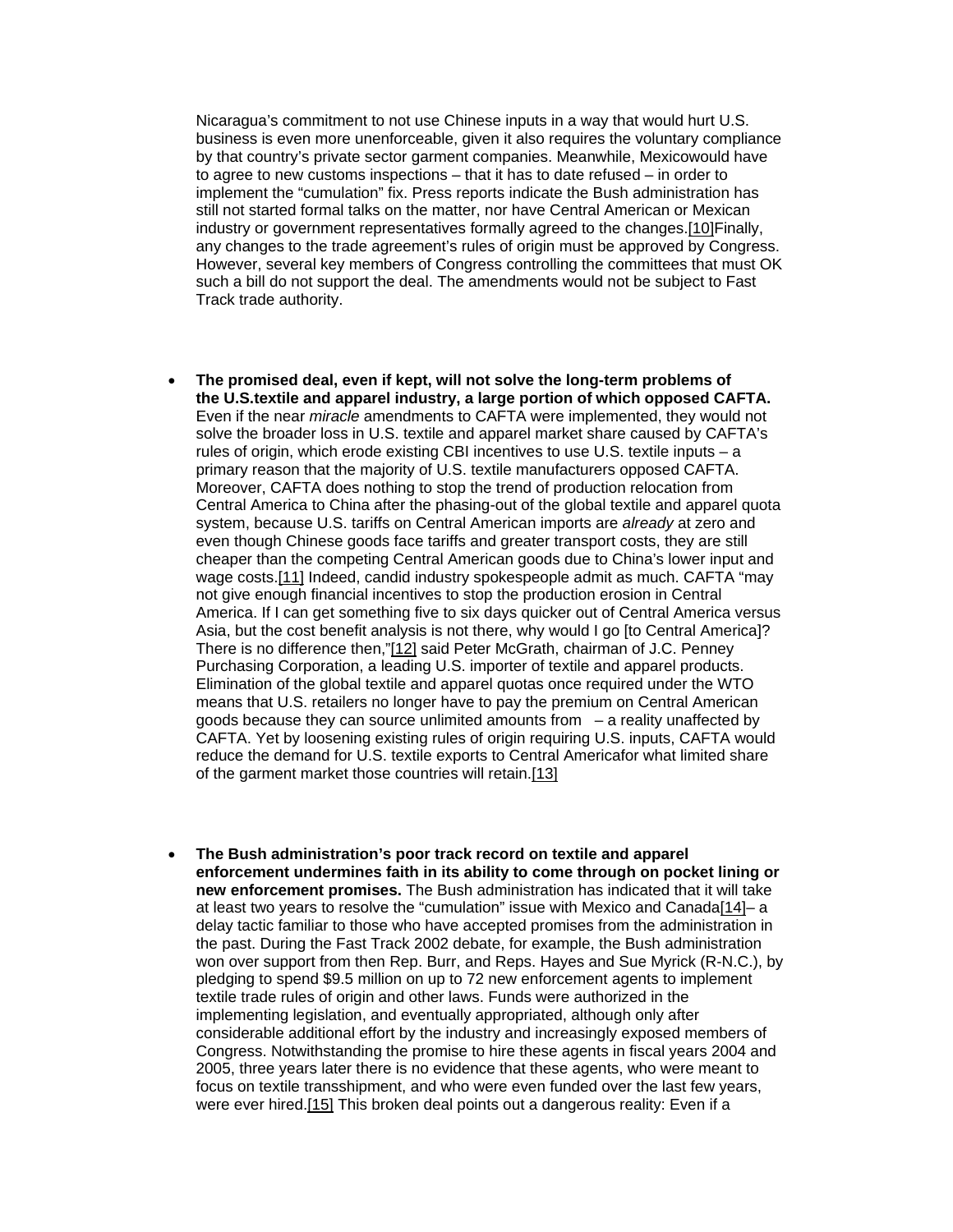Nicaragua's commitment to not use Chinese inputs in a way that would hurt U.S. business is even more unenforceable, given it also requires the voluntary compliance by that country's private sector garment companies. Meanwhile, Mexicowould have to agree to new customs inspections – that it has to date refused – in order to implement the "cumulation" fix. Press reports indicate the Bush administration has still not started formal talks on the matter, nor have Central American or Mexican industry or government representatives formally agreed to the changes.[10]Finally, any changes to the trade agreement's rules of origin must be approved by Congress. However, several key members of Congress controlling the committees that must OK such a bill do not support the deal. The amendments would not be subject to Fast Track trade authority.

- **The promised deal, even if kept, will not solve the long-term problems of the U.S.textile and apparel industry, a large portion of which opposed CAFTA.** Even if the near *miracle* amendments to CAFTA were implemented, they would not solve the broader loss in U.S. textile and apparel market share caused by CAFTA's rules of origin, which erode existing CBI incentives to use U.S. textile inputs – a primary reason that the majority of U.S. textile manufacturers opposed CAFTA. Moreover, CAFTA does nothing to stop the trend of production relocation from Central America to China after the phasing-out of the global textile and apparel quota system, because U.S. tariffs on Central American imports are *already* at zero and even though Chinese goods face tariffs and greater transport costs, they are still cheaper than the competing Central American goods due to China's lower input and wage costs.[11] Indeed, candid industry spokespeople admit as much. CAFTA "may not give enough financial incentives to stop the production erosion in Central America. If I can get something five to six days quicker out of Central America versus Asia, but the cost benefit analysis is not there, why would I go [to Central America]? There is no difference then,"[12] said Peter McGrath, chairman of J.C. Penney Purchasing Corporation, a leading U.S. importer of textile and apparel products. Elimination of the global textile and apparel quotas once required under the WTO means that U.S. retailers no longer have to pay the premium on Central American goods because they can source unlimited amounts from – a reality unaffected by CAFTA. Yet by loosening existing rules of origin requiring U.S. inputs, CAFTA would reduce the demand for U.S. textile exports to Central Americafor what limited share of the garment market those countries will retain.[13]

- **The Bush administration's poor track record on textile and apparel enforcement undermines faith in its ability to come through on pocket lining or new enforcement promises.** The Bush administration has indicated that it will take at least two years to resolve the "cumulation" issue with Mexico and Canada[14]– a delay tactic familiar to those who have accepted promises from the administration in the past. During the Fast Track 2002 debate, for example, the Bush administration won over support from then Rep. Burr, and Reps. Hayes and Sue Myrick (R-N.C.), by pledging to spend $9.5 million on up to 72 new enforcement agents to implement textile trade rules of origin and other laws. Funds were authorized in the implementing legislation, and eventually appropriated, although only after considerable additional effort by the industry and increasingly exposed members of Congress. Notwithstanding the promise to hire these agents in fiscal years 2004 and 2005, three years later there is no evidence that these agents, who were meant to focus on textile transshipment, and who were even funded over the last few years, were ever hired.[15] This broken deal points out a dangerous reality: Even if a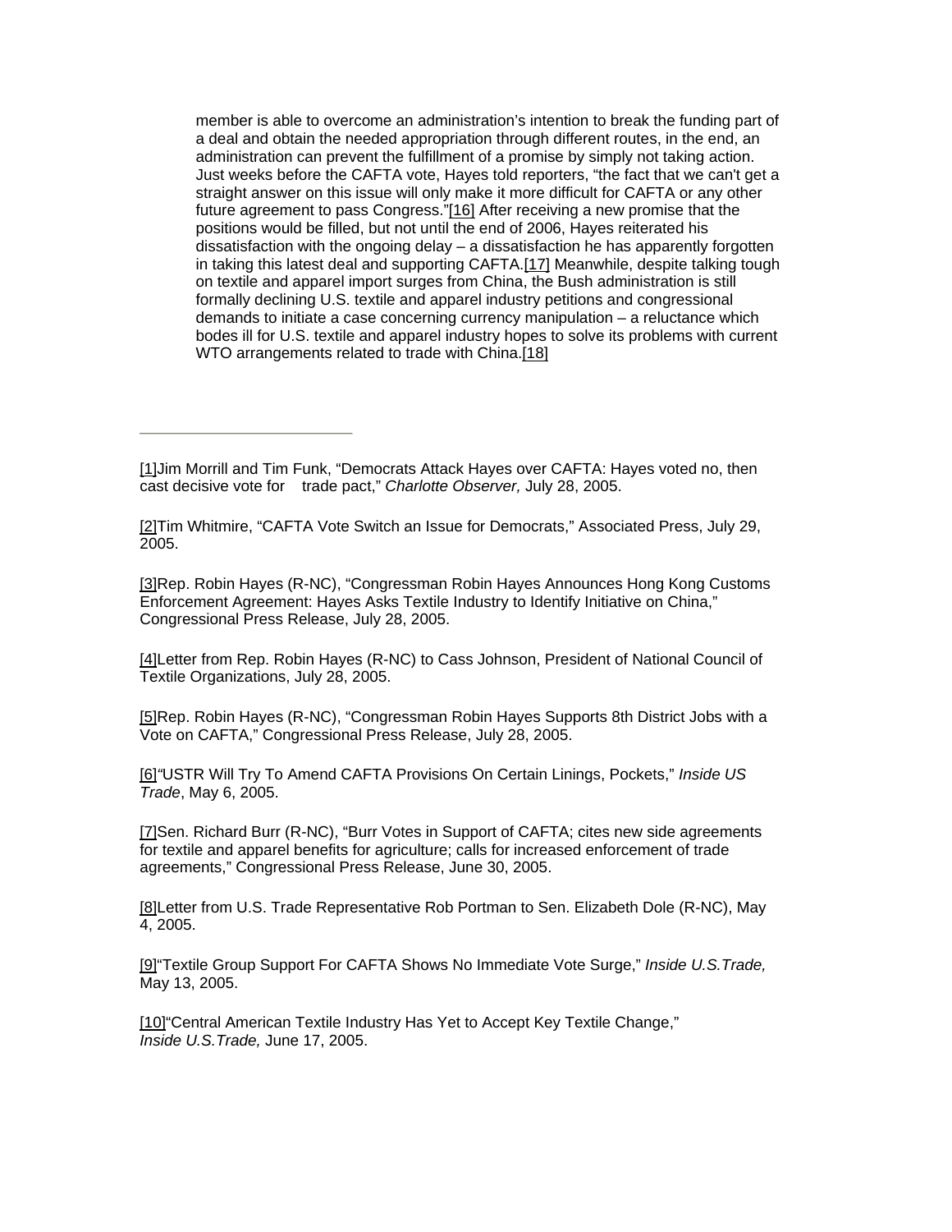member is able to overcome an administration's intention to break the funding part of a deal and obtain the needed appropriation through different routes, in the end, an administration can prevent the fulfillment of a promise by simply not taking action. Just weeks before the CAFTA vote, Hayes told reporters, "the fact that we can't get a straight answer on this issue will only make it more difficult for CAFTA or any other future agreement to pass Congress."[16] After receiving a new promise that the positions would be filled, but not until the end of 2006, Hayes reiterated his dissatisfaction with the ongoing delay – a dissatisfaction he has apparently forgotten in taking this latest deal and supporting CAFTA.[17] Meanwhile, despite talking tough on textile and apparel import surges from China, the Bush administration is still formally declining U.S. textile and apparel industry petitions and congressional demands to initiate a case concerning currency manipulation – a reluctance which bodes ill for U.S. textile and apparel industry hopes to solve its problems with current WTO arrangements related to trade with China.[18]

---

[1]Jim Morrill and Tim Funk, "Democrats Attack Hayes over CAFTA: Hayes voted no, then cast decisive vote for trade pact," *Charlotte Observer,* July 28, 2005.

[2]Tim Whitmire, "CAFTA Vote Switch an Issue for Democrats," Associated Press, July 29, 2005.

[3]Rep. Robin Hayes (R-NC), "Congressman Robin Hayes Announces Hong Kong Customs Enforcement Agreement: Hayes Asks Textile Industry to Identify Initiative on China," Congressional Press Release, July 28, 2005.

[4]Letter from Rep. Robin Hayes (R-NC) to Cass Johnson, President of National Council of Textile Organizations, July 28, 2005.

[5]Rep. Robin Hayes (R-NC), "Congressman Robin Hayes Supports 8th District Jobs with a Vote on CAFTA," Congressional Press Release, July 28, 2005.

[6]"USTR Will Try To Amend CAFTA Provisions On Certain Linings, Pockets," *Inside US Trade*, May 6, 2005.

[7]Sen. Richard Burr (R-NC), "Burr Votes in Support of CAFTA; cites new side agreements for textile and apparel benefits for agriculture; calls for increased enforcement of trade agreements," Congressional Press Release, June 30, 2005.

[8]Letter from U.S. Trade Representative Rob Portman to Sen. Elizabeth Dole (R-NC), May 4, 2005.

[9]"Textile Group Support For CAFTA Shows No Immediate Vote Surge," *Inside U.S.Trade,* May 13, 2005.

[10]"Central American Textile Industry Has Yet to Accept Key Textile Change," *Inside U.S.Trade,* June 17, 2005.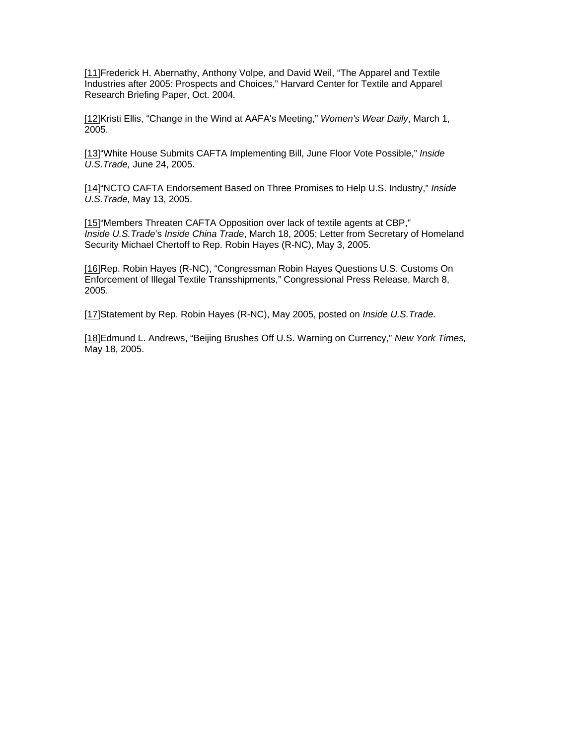[11]Frederick H. Abernathy, Anthony Volpe, and David Weil, “The Apparel and Textile Industries after 2005: Prospects and Choices,” Harvard Center for Textile and Apparel Research Briefing Paper, Oct. 2004.

[12]Kristi Ellis, “Change in the Wind at AAFA's Meeting,” *Women's Wear Daily*, March 1, 2005.

[13]“White House Submits CAFTA Implementing Bill, June Floor Vote Possible,” *Inside U.S.Trade,* June 24, 2005.

[14]“NCTO CAFTA Endorsement Based on Three Promises to Help U.S. Industry,” *Inside U.S.Trade,* May 13, 2005.

[15]“Members Threaten CAFTA Opposition over lack of textile agents at CBP,” *Inside U.S.Trade*’s *Inside China Trade*, March 18, 2005; Letter from Secretary of Homeland Security Michael Chertoff to Rep. Robin Hayes (R-NC), May 3, 2005.

[16]Rep. Robin Hayes (R-NC), “Congressman Robin Hayes Questions U.S. Customs On Enforcement of Illegal Textile Transshipments,” Congressional Press Release, March 8, 2005.

[17]Statement by Rep. Robin Hayes (R-NC), May 2005, posted on *Inside U.S.Trade.*

[18]Edmund L. Andrews, “Beijing Brushes Off U.S. Warning on Currency,” *New York Times,* May 18, 2005.